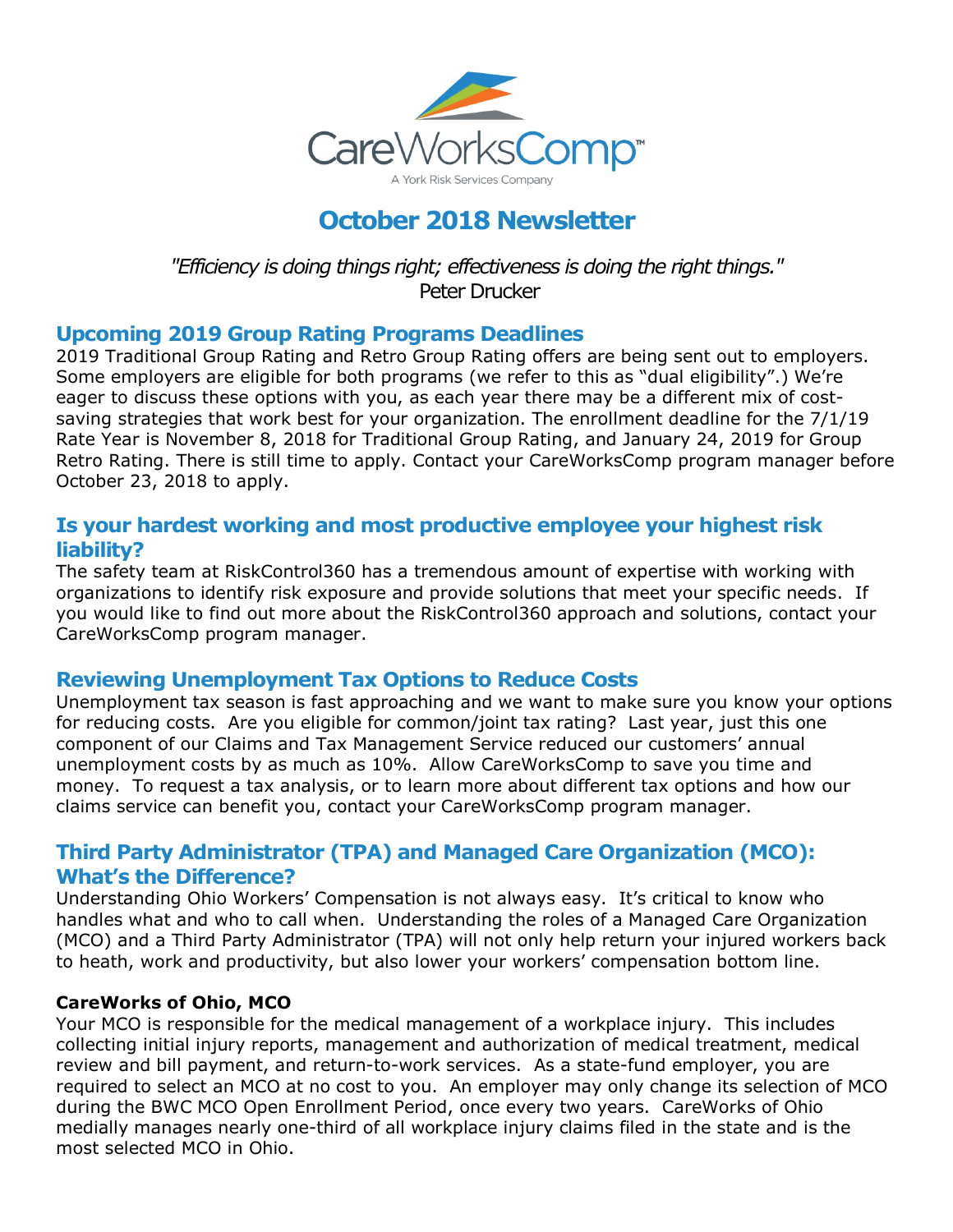CareWorksComp™

A York Risk Services Company

# October 2018 Newsletter

*"Efficiency is doing things right; effectiveness is doing the right things."*
Peter Drucker

## Upcoming 2019 Group Rating Programs Deadlines

2019 Traditional Group Rating and Retro Group Rating offers are being sent out to employers. Some employers are eligible for both programs (we refer to this as "dual eligibility".) We're eager to discuss these options with you, as each year there may be a different mix of cost-saving strategies that work best for your organization. The enrollment deadline for the 7/1/19 Rate Year is November 8, 2018 for Traditional Group Rating, and January 24, 2019 for Group Retro Rating. There is still time to apply. Contact your CareWorksComp program manager before October 23, 2018 to apply.

## Is your hardest working and most productive employee your highest risk liability?

The safety team at RiskControl360 has a tremendous amount of expertise with working with organizations to identify risk exposure and provide solutions that meet your specific needs. If you would like to find out more about the RiskControl360 approach and solutions, contact your CareWorksComp program manager.

## Reviewing Unemployment Tax Options to Reduce Costs

Unemployment tax season is fast approaching and we want to make sure you know your options for reducing costs. Are you eligible for common/joint tax rating? Last year, just this one component of our Claims and Tax Management Service reduced our customers' annual unemployment costs by as much as 10%. Allow CareWorksComp to save you time and money. To request a tax analysis, or to learn more about different tax options and how our claims service can benefit you, contact your CareWorksComp program manager.

## Third Party Administrator (TPA) and Managed Care Organization (MCO): What's the Difference?

Understanding Ohio Workers' Compensation is not always easy. It's critical to know who handles what and who to call when. Understanding the roles of a Managed Care Organization (MCO) and a Third Party Administrator (TPA) will not only help return your injured workers back to heath, work and productivity, but also lower your workers' compensation bottom line.

**CareWorks of Ohio, MCO**

Your MCO is responsible for the medical management of a workplace injury. This includes collecting initial injury reports, management and authorization of medical treatment, medical review and bill payment, and return-to-work services. As a state-fund employer, you are required to select an MCO at no cost to you. An employer may only change its selection of MCO during the BWC MCO Open Enrollment Period, once every two years. CareWorks of Ohio medially manages nearly one-third of all workplace injury claims filed in the state and is the most selected MCO in Ohio.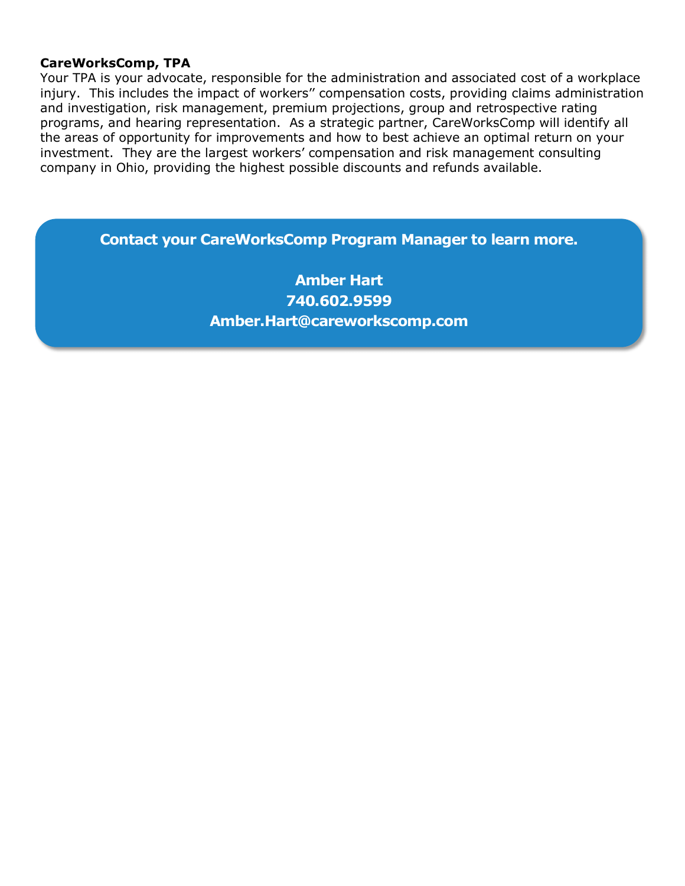**CareWorksComp, TPA**

Your TPA is your advocate, responsible for the administration and associated cost of a workplace injury. This includes the impact of workers'' compensation costs, providing claims administration and investigation, risk management, premium projections, group and retrospective rating programs, and hearing representation. As a strategic partner, CareWorksComp will identify all the areas of opportunity for improvements and how to best achieve an optimal return on your investment. They are the largest workers' compensation and risk management consulting company in Ohio, providing the highest possible discounts and refunds available.

**Contact your CareWorksComp Program Manager to learn more.**

**Amber Hart**
**740.602.9599**
**Amber.Hart@careworkscomp.com**